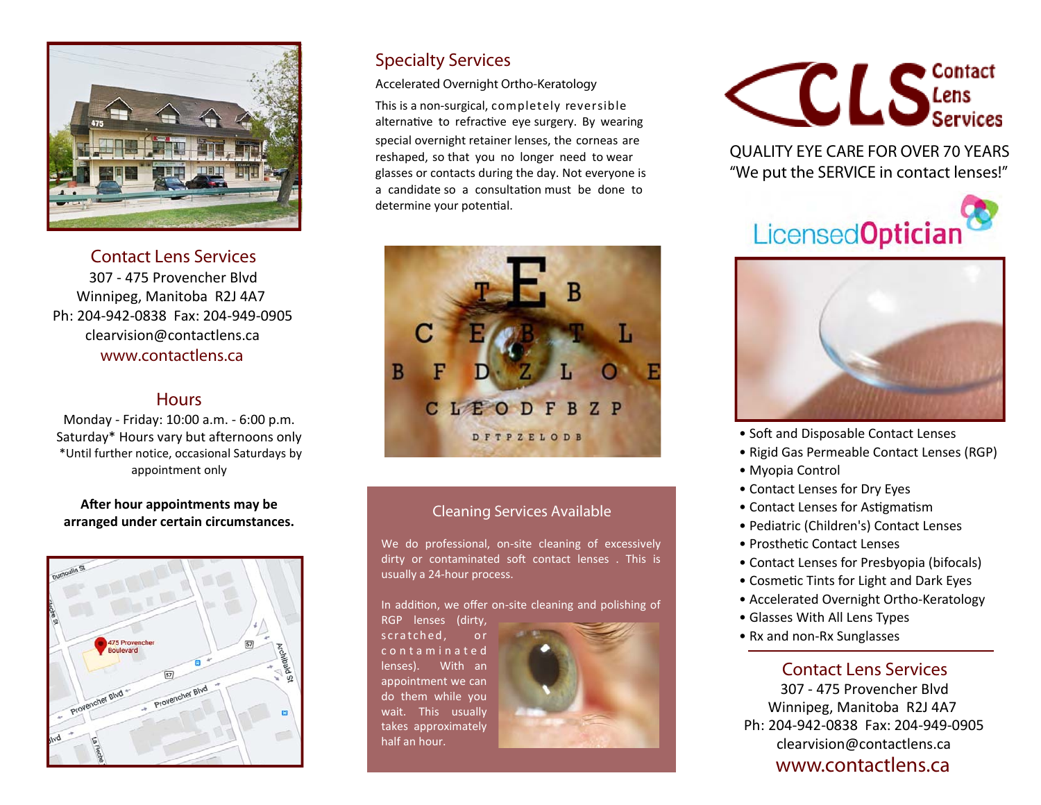## Contact Lens Services

307 - 475 Provencher Blvd
Winnipeg, Manitoba R2J 4A7
Ph: 204-942-0838 Fax: 204-949-0905
clearvision@contactlens.ca
www.contactlens.ca

## Hours

Monday - Friday: 10:00 a.m. - 6:00 p.m.
Saturday* Hours vary but afternoons only
*Until further notice, occasional Saturdays by appointment only

**After hour appointments may be arranged under certain circumstances.**

## Specialty Services

Accelerated Overnight Ortho-Keratology

This is a non-surgical, completely reversible alternative to refractive eye surgery. By wearing special overnight retainer lenses, the corneas are reshaped, so that you no longer need to wear glasses or contacts during the day. Not everyone is a candidate so a consultation must be done to determine your potential.

### Cleaning Services Available

We do professional, on-site cleaning of excessively dirty or contaminated soft contact lenses . This is usually a 24-hour process.

In addition, we offer on-site cleaning and polishing of RGP lenses (dirty, scratched, or contaminated lenses). With an appointment we can do them while you wait. This usually takes approximately half an hour.

# CLS Contact Lens Services

QUALITY EYE CARE FOR OVER 70 YEARS
"We put the SERVICE in contact lenses!"

LicensedOptician

- Soft and Disposable Contact Lenses
- Rigid Gas Permeable Contact Lenses (RGP)
- Myopia Control
- Contact Lenses for Dry Eyes
- Contact Lenses for Astigmatism
- Pediatric (Children's) Contact Lenses
- Prosthetic Contact Lenses
- Contact Lenses for Presbyopia (bifocals)
- Cosmetic Tints for Light and Dark Eyes
- Accelerated Overnight Ortho-Keratology
- Glasses With All Lens Types
- Rx and non-Rx Sunglasses

## Contact Lens Services

307 - 475 Provencher Blvd
Winnipeg, Manitoba R2J 4A7
Ph: 204-942-0838 Fax: 204-949-0905
clearvision@contactlens.ca
www.contactlens.ca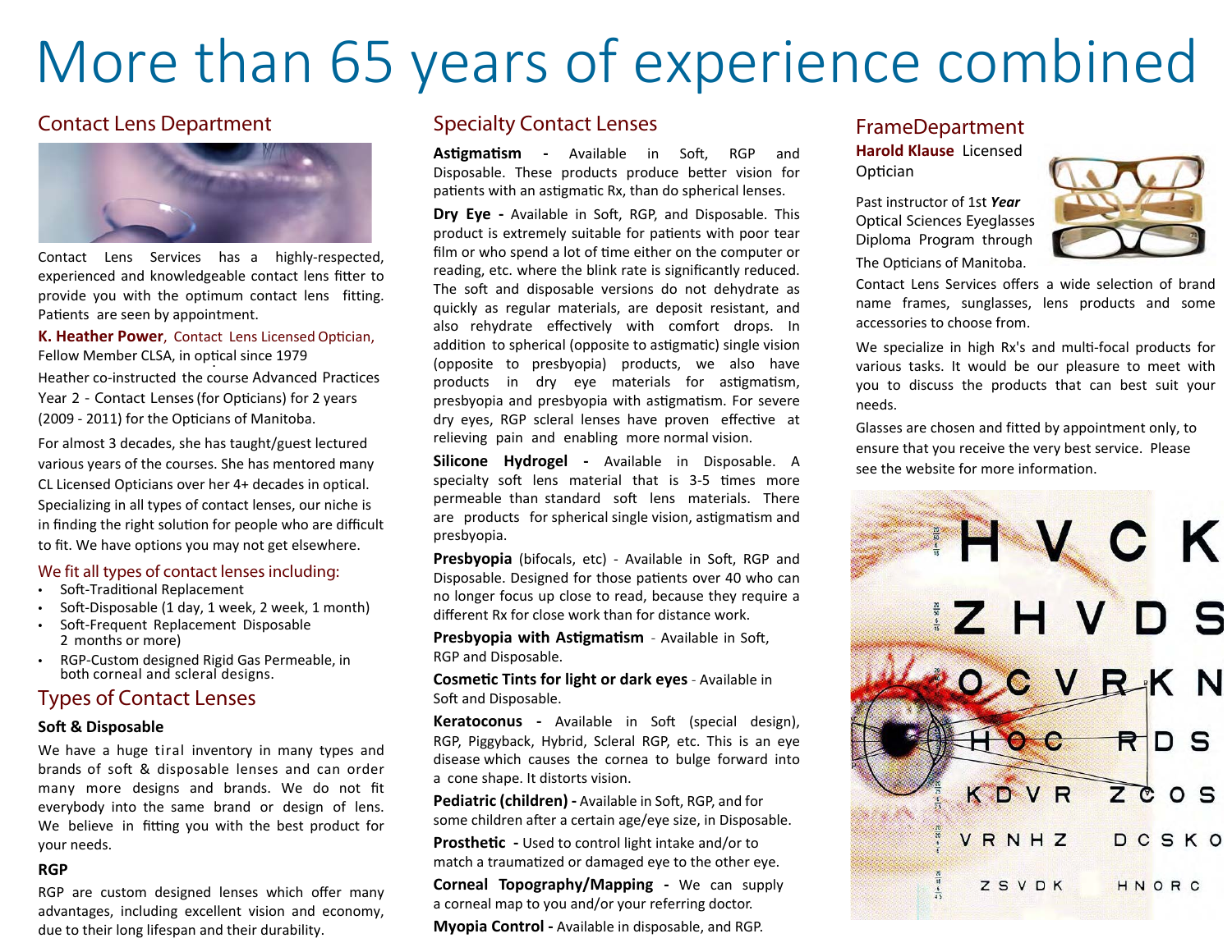# More than 65 years of experience combined

## Contact Lens Department

Contact Lens Services has a highly-respected, experienced and knowledgeable contact lens fitter to provide you with the optimum contact lens fitting. Patients are seen by appointment.

**K. Heather Power**, Contact Lens Licensed Optician, Fellow Member CLSA, in optical since 1979

Heather co-instructed the course Advanced Practices Year 2 - Contact Lenses (for Opticians) for 2 years (2009 - 2011) for the Opticians of Manitoba.

For almost 3 decades, she has taught/guest lectured various years of the courses. She has mentored many CL Licensed Opticians over her 4+ decades in optical. Specializing in all types of contact lenses, our niche is in finding the right solution for people who are difficult to fit. We have options you may not get elsewhere.

### We fit all types of contact lenses including:

- Soft-Traditional Replacement
- Soft-Disposable (1 day, 1 week, 2 week, 1 month)
- Soft-Frequent Replacement Disposable 2 months or more)
- RGP-Custom designed Rigid Gas Permeable, in both corneal and scleral designs.

## Types of Contact Lenses

### Soft & Disposable

We have a huge tiral inventory in many types and brands of soft & disposable lenses and can order many more designs and brands. We do not fit everybody into the same brand or design of lens. We believe in fitting you with the best product for your needs.

### RGP

RGP are custom designed lenses which offer many advantages, including excellent vision and economy, due to their long lifespan and their durability.

## Specialty Contact Lenses

**Astigmatism** - Available in Soft, RGP and Disposable. These products produce better vision for patients with an astigmatic Rx, than do spherical lenses.

**Dry Eye** - Available in Soft, RGP, and Disposable. This product is extremely suitable for patients with poor tear film or who spend a lot of time either on the computer or reading, etc. where the blink rate is significantly reduced. The soft and disposable versions do not dehydrate as quickly as regular materials, are deposit resistant, and also rehydrate effectively with comfort drops. In addition to spherical (opposite to astigmatic) single vision (opposite to presbyopia) products, we also have products in dry eye materials for astigmatism, presbyopia and presbyopia with astigmatism. For severe dry eyes, RGP scleral lenses have proven effective at relieving pain and enabling more normal vision.

**Silicone Hydrogel** - Available in Disposable. A specialty soft lens material that is 3-5 times more permeable than standard soft lens materials. There are products for spherical single vision, astigmatism and presbyopia.

**Presbyopia** (bifocals, etc) - Available in Soft, RGP and Disposable. Designed for those patients over 40 who can no longer focus up close to read, because they require a different Rx for close work than for distance work.

**Presbyopia with Astigmatism** - Available in Soft, RGP and Disposable.

**Cosmetic Tints for light or dark eyes** - Available in Soft and Disposable.

**Keratoconus** - Available in Soft (special design), RGP, Piggyback, Hybrid, Scleral RGP, etc. This is an eye disease which causes the cornea to bulge forward into a cone shape. It distorts vision.

**Pediatric (children)** - Available in Soft, RGP, and for some children after a certain age/eye size, in Disposable.

**Prosthetic** - Used to control light intake and/or to match a traumatized or damaged eye to the other eye.

**Corneal Topography/Mapping** - We can supply a corneal map to you and/or your referring doctor.

**Myopia Control** - Available in disposable, and RGP.

## FrameDepartment

**Harold Klause** Licensed Optician

Past instructor of 1st ***Year*** Optical Sciences Eyeglasses Diploma Program through The Opticians of Manitoba.

Contact Lens Services offers a wide selection of brand name frames, sunglasses, lens products and some accessories to choose from.

We specialize in high Rx's and multi-focal products for various tasks. It would be our pleasure to meet with you to discuss the products that can best suit your needs.

Glasses are chosen and fitted by appointment only, to ensure that you receive the very best service. Please see the website for more information.